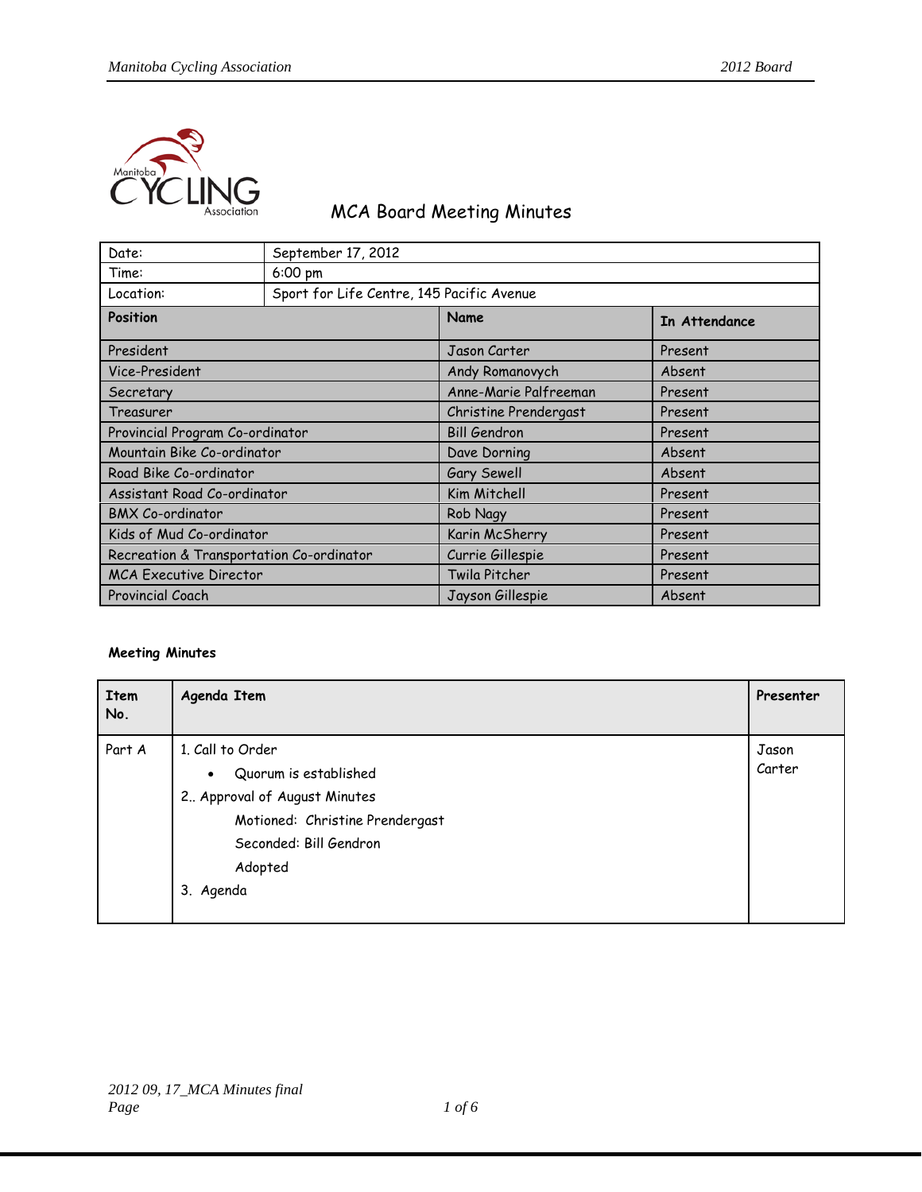# MCA Board Meeting Minutes

| Date: | September 17, 2012 | |
|---|---|---|
| Time: | 6:00 pm | |
| Location: | Sport for Life Centre, 145 Pacific Avenue | |
| **Position** | **Name** | **In Attendance** |
| President | Jason Carter | Present |
| Vice-President | Andy Romanovych | Absent |
| Secretary | Anne-Marie Palfreeman | Present |
| Treasurer | Christine Prendergast | Present |
| Provincial Program Co-ordinator | Bill Gendron | Present |
| Mountain Bike Co-ordinator | Dave Dorning | Absent |
| Road Bike Co-ordinator | Gary Sewell | Absent |
| Assistant Road Co-ordinator | Kim Mitchell | Present |
| BMX Co-ordinator | Rob Nagy | Present |
| Kids of Mud Co-ordinator | Karin McSherry | Present |
| Recreation & Transportation Co-ordinator | Currie Gillespie | Present |
| MCA Executive Director | Twila Pitcher | Present |
| Provincial Coach | Jayson Gillespie | Absent |

**Meeting Minutes**

| Item No. | Agenda Item | Presenter |
|---|---|---|
| Part A | 1. Call to Order<br>• Quorum is established<br>2.. Approval of August Minutes<br>Motioned: Christine Prendergast<br>Seconded: Bill Gendron<br>Adopted<br>3. Agenda | Jason Carter |

2012 09, 17_MCA Minutes final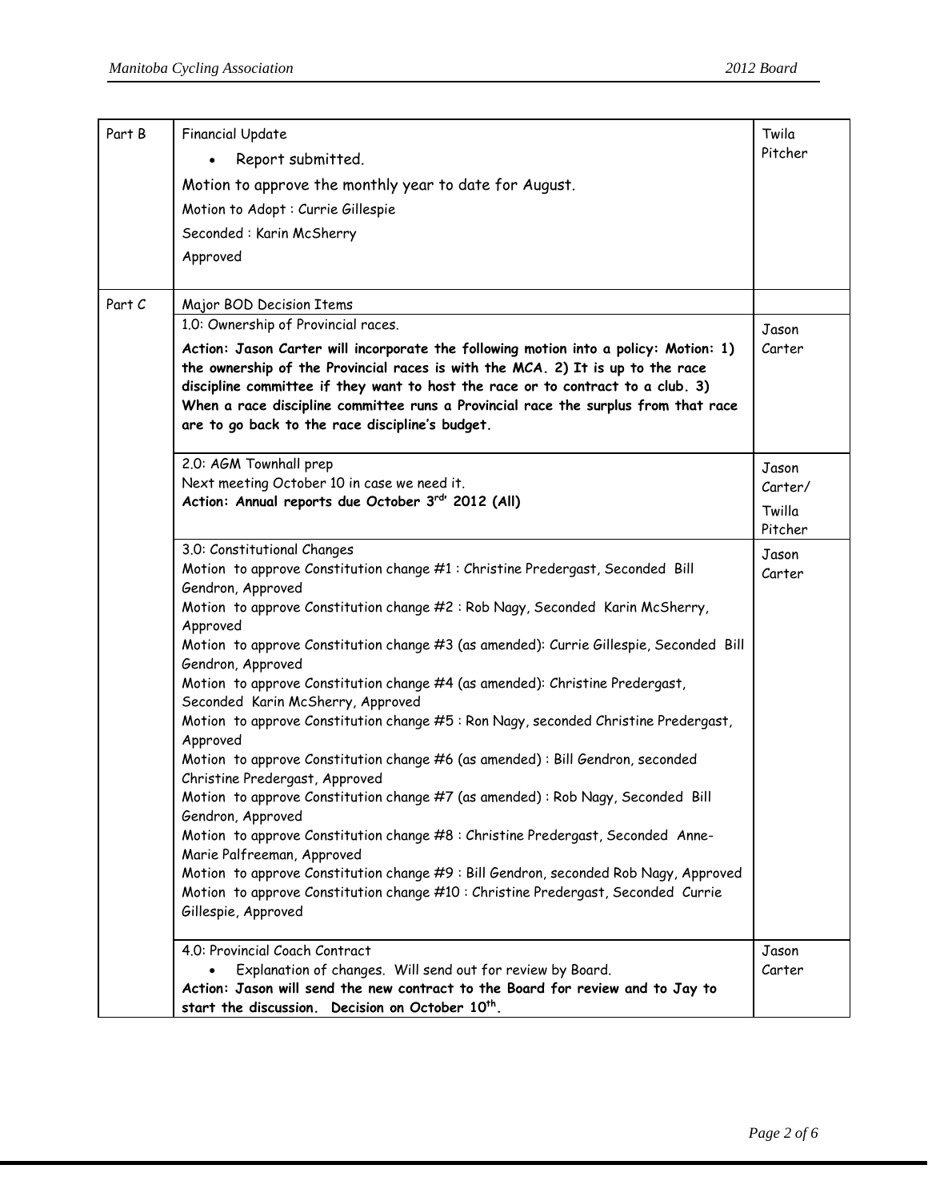| | | |
|---|---|---|
| Part B | Financial Update<br>• Report submitted.<br>Motion to approve the monthly year to date for August.<br>Motion to Adopt : Currie Gillespie<br>Seconded : Karin McSherry<br>Approved | Twila Pitcher |
| Part C | Major BOD Decision Items | |
| | 1.0: Ownership of Provincial races.<br>**Action: Jason Carter will incorporate the following motion into a policy: Motion: 1) the ownership of the Provincial races is with the MCA. 2) It is up to the race discipline committee if they want to host the race or to contract to a club. 3) When a race discipline committee runs a Provincial race the surplus from that race are to go back to the race discipline's budget.** | Jason Carter |
| | 2.0: AGM Townhall prep<br>Next meeting October 10 in case we need it.<br>**Action: Annual reports due October 3rd' 2012 (All)** | Jason Carter/<br>Twilla Pitcher |
| | 3.0: Constitutional Changes<br>Motion to approve Constitution change #1 : Christine Predergast, Seconded Bill Gendron, Approved<br>Motion to approve Constitution change #2 : Rob Nagy, Seconded Karin McSherry, Approved<br>Motion to approve Constitution change #3 (as amended): Currie Gillespie, Seconded Bill Gendron, Approved<br>Motion to approve Constitution change #4 (as amended): Christine Predergast, Seconded Karin McSherry, Approved<br>Motion to approve Constitution change #5 : Ron Nagy, seconded Christine Predergast, Approved<br>Motion to approve Constitution change #6 (as amended) : Bill Gendron, seconded Christine Predergast, Approved<br>Motion to approve Constitution change #7 (as amended) : Rob Nagy, Seconded Bill Gendron, Approved<br>Motion to approve Constitution change #8 : Christine Predergast, Seconded Anne-Marie Palfreeman, Approved<br>Motion to approve Constitution change #9 : Bill Gendron, seconded Rob Nagy, Approved<br>Motion to approve Constitution change #10 : Christine Predergast, Seconded Currie Gillespie, Approved | Jason Carter |
| | 4.0: Provincial Coach Contract<br>• Explanation of changes. Will send out for review by Board.<br>**Action: Jason will send the new contract to the Board for review and to Jay to start the discussion. Decision on October 10th.** | Jason Carter |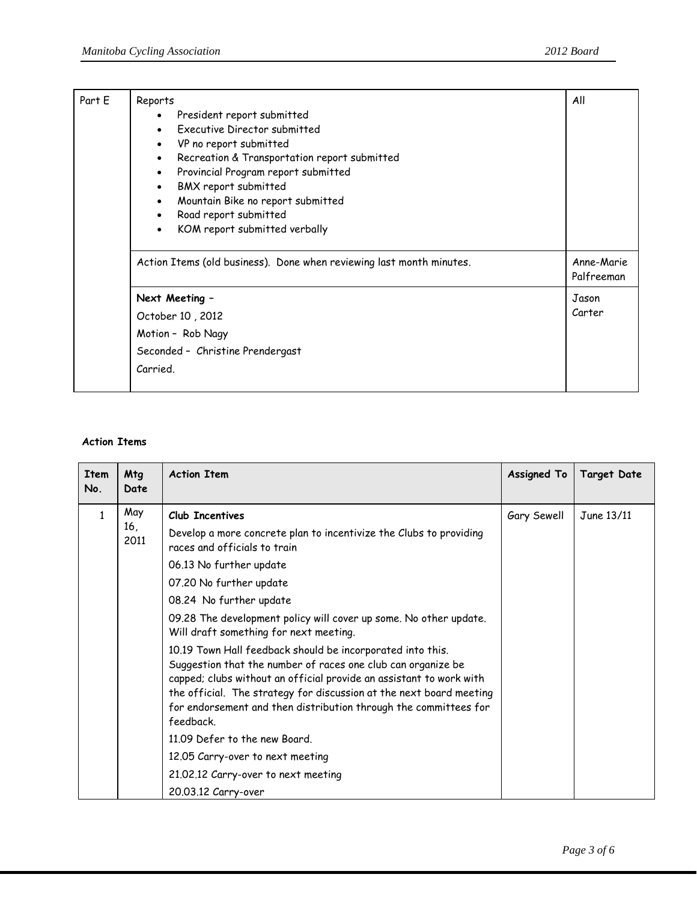| Part E | Reports<br>• President report submitted<br>• Executive Director submitted<br>• VP no report submitted<br>• Recreation & Transportation report submitted<br>• Provincial Program report submitted<br>• BMX report submitted<br>• Mountain Bike no report submitted<br>• Road report submitted<br>• KOM report submitted verbally | All |
|---|---|---|
| | Action Items (old business). Done when reviewing last month minutes. | Anne-Marie Palfreeman |
| | **Next Meeting –**<br>October 10 , 2012<br>Motion – Rob Nagy<br>Seconded – Christine Prendergast<br>Carried. | Jason Carter |

**Action Items**

| Item No. | Mtg Date | Action Item | Assigned To | Target Date |
|---|---|---|---|---|
| 1 | May 16, 2011 | **Club Incentives**<br>Develop a more concrete plan to incentivize the Clubs to providing races and officials to train<br>06.13 No further update<br>07.20 No further update<br>08.24 No further update<br>09.28 The development policy will cover up some. No other update. Will draft something for next meeting.<br>10.19 Town Hall feedback should be incorporated into this. Suggestion that the number of races one club can organize be capped; clubs without an official provide an assistant to work with the official. The strategy for discussion at the next board meeting for endorsement and then distribution through the committees for feedback.<br>11.09 Defer to the new Board.<br>12.05 Carry-over to next meeting<br>21.02.12 Carry-over to next meeting<br>20.03.12 Carry-over | Gary Sewell | June 13/11 |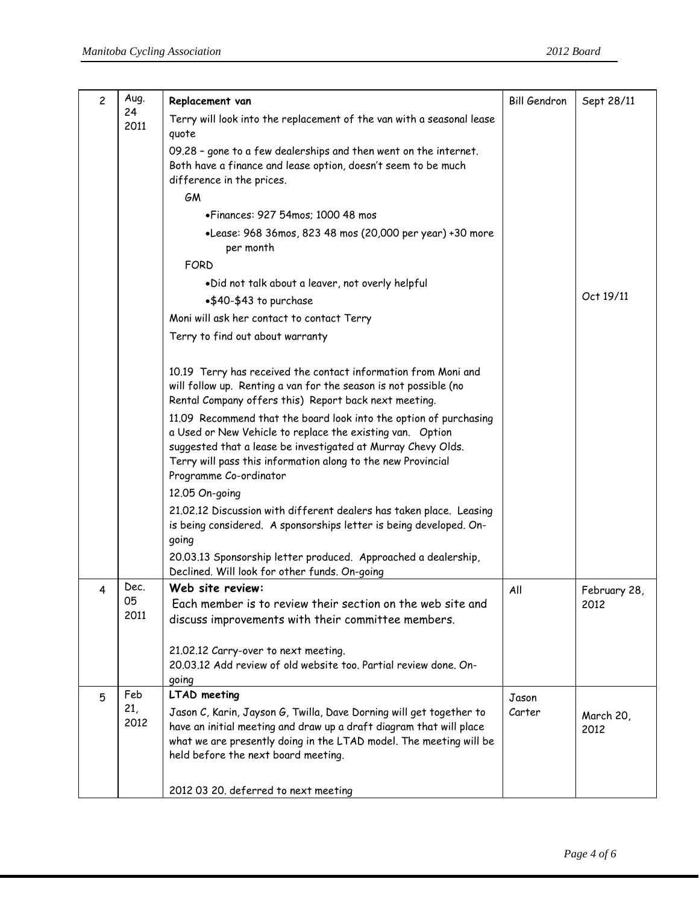| 2 | Aug. 24 2011 | **Replacement van**<br>Terry will look into the replacement of the van with a seasonal lease quote<br>09.28 – gone to a few dealerships and then went on the internet. Both have a finance and lease option, doesn't seem to be much difference in the prices.<br>GM<br>• Finances: 927 54mos; 1000 48 mos<br>• Lease: 968 36mos, 823 48 mos (20,000 per year) +30 more per month<br>FORD<br>• Did not talk about a leaver, not overly helpful<br>• $40-$43 to purchase<br>Moni will ask her contact to contact Terry<br>Terry to find out about warranty<br><br>10.19 Terry has received the contact information from Moni and will follow up. Renting a van for the season is not possible (no Rental Company offers this) Report back next meeting.<br>11.09 Recommend that the board look into the option of purchasing a Used or New Vehicle to replace the existing van. Option suggested that a lease be investigated at Murray Chevy Olds. Terry will pass this information along to the new Provincial Programme Co-ordinator<br>12.05 On-going<br>21.02.12 Discussion with different dealers has taken place. Leasing is being considered. A sponsorships letter is being developed. On-going<br>20.03.13 Sponsorship letter produced. Approached a dealership, Declined. Will look for other funds. On-going | Bill Gendron | Sept 28/11<br><br>Oct 19/11 |
|---|---|---|---|---|
| 4 | Dec. 05 2011 | **Web site review:**<br>Each member is to review their section on the web site and discuss improvements with their committee members.<br><br>21.02.12 Carry-over to next meeting.<br>20.03.12 Add review of old website too. Partial review done. On-going | All | February 28, 2012 |
| 5 | Feb 21, 2012 | **LTAD meeting**<br>Jason C, Karin, Jayson G, Twilla, Dave Dorning will get together to have an initial meeting and draw up a draft diagram that will place what we are presently doing in the LTAD model. The meeting will be held before the next board meeting.<br><br>2012 03 20. deferred to next meeting | Jason Carter | March 20, 2012 |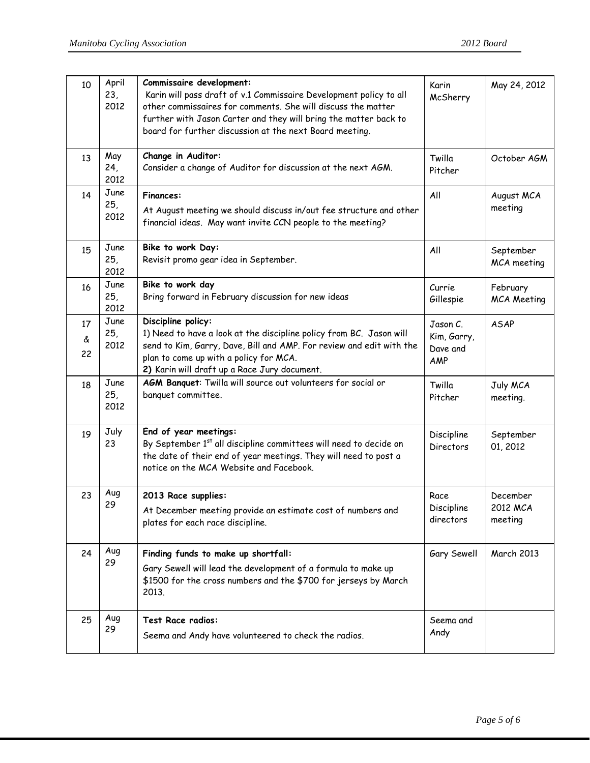| 10 | April 23, 2012 | **Commissaire development:** Karin will pass draft of v.1 Commissaire Development policy to all other commissaires for comments. She will discuss the matter further with Jason Carter and they will bring the matter back to board for further discussion at the next Board meeting. | Karin McSherry | May 24, 2012 |
|---|---|---|---|---|
| 13 | May 24, 2012 | **Change in Auditor:** Consider a change of Auditor for discussion at the next AGM. | Twilla Pitcher | October AGM |
| 14 | June 25, 2012 | **Finances:** At August meeting we should discuss in/out fee structure and other financial ideas. May want invite CCN people to the meeting? | All | August MCA meeting |
| 15 | June 25, 2012 | **Bike to work Day:** Revisit promo gear idea in September. | All | September MCA meeting |
| 16 | June 25, 2012 | **Bike to work day** Bring forward in February discussion for new ideas | Currie Gillespie | February MCA Meeting |
| 17 & 22 | June 25, 2012 | **Discipline policy:** 1) Need to have a look at the discipline policy from BC. Jason will send to Kim, Garry, Dave, Bill and AMP. For review and edit with the plan to come up with a policy for MCA. **2)** Karin will draft up a Race Jury document. | Jason C. Kim, Garry, Dave and AMP | ASAP |
| 18 | June 25, 2012 | **AGM Banquet**: Twilla will source out volunteers for social or banquet committee. | Twilla Pitcher | July MCA meeting. |
| 19 | July 23 | **End of year meetings:** By September 1st all discipline committees will need to decide on the date of their end of year meetings. They will need to post a notice on the MCA Website and Facebook. | Discipline Directors | September 01, 2012 |
| 23 | Aug 29 | **2013 Race supplies:** At December meeting provide an estimate cost of numbers and plates for each race discipline. | Race Discipline directors | December 2012 MCA meeting |
| 24 | Aug 29 | **Finding funds to make up shortfall:** Gary Sewell will lead the development of a formula to make up $1500 for the cross numbers and the $700 for jerseys by March 2013. | Gary Sewell | March 2013 |
| 25 | Aug 29 | **Test Race radios:** Seema and Andy have volunteered to check the radios. | Seema and Andy | |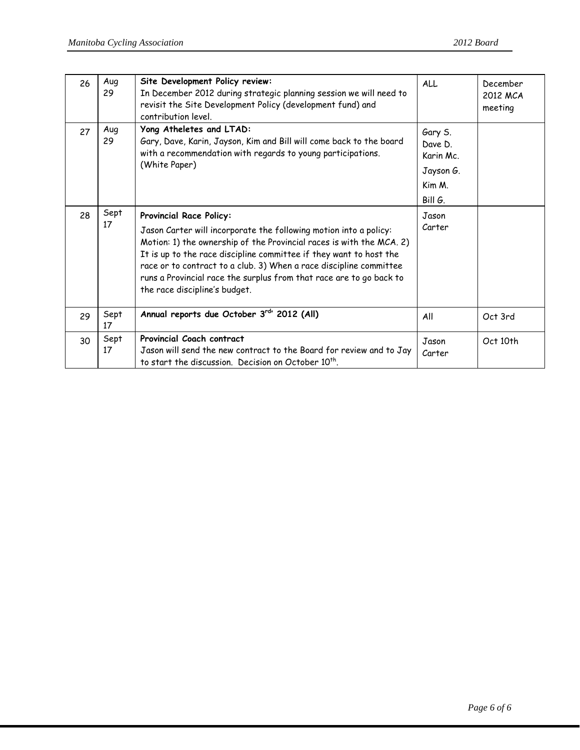| | | | | |
|---|---|---|---|---|
| 26 | Aug 29 | **Site Development Policy review:** In December 2012 during strategic planning session we will need to revisit the Site Development Policy (development fund) and contribution level. | ALL | December 2012 MCA meeting |
| 27 | Aug 29 | **Yong Atheletes and LTAD:** Gary, Dave, Karin, Jayson, Kim and Bill will come back to the board with a recommendation with regards to young participations. (White Paper) | Gary S. Dave D. Karin Mc. Jayson G. Kim M. Bill G. | |
| 28 | Sept 17 | **Provincial Race Policy:** Jason Carter will incorporate the following motion into a policy: Motion: 1) the ownership of the Provincial races is with the MCA. 2) It is up to the race discipline committee if they want to host the race or to contract to a club. 3) When a race discipline committee runs a Provincial race the surplus from that race are to go back to the race discipline's budget. | Jason Carter | |
| 29 | Sept 17 | **Annual reports due October 3rd, 2012 (All)** | All | Oct 3rd |
| 30 | Sept 17 | **Provincial Coach contract** Jason will send the new contract to the Board for review and to Jay to start the discussion. Decision on October 10th. | Jason Carter | Oct 10th |